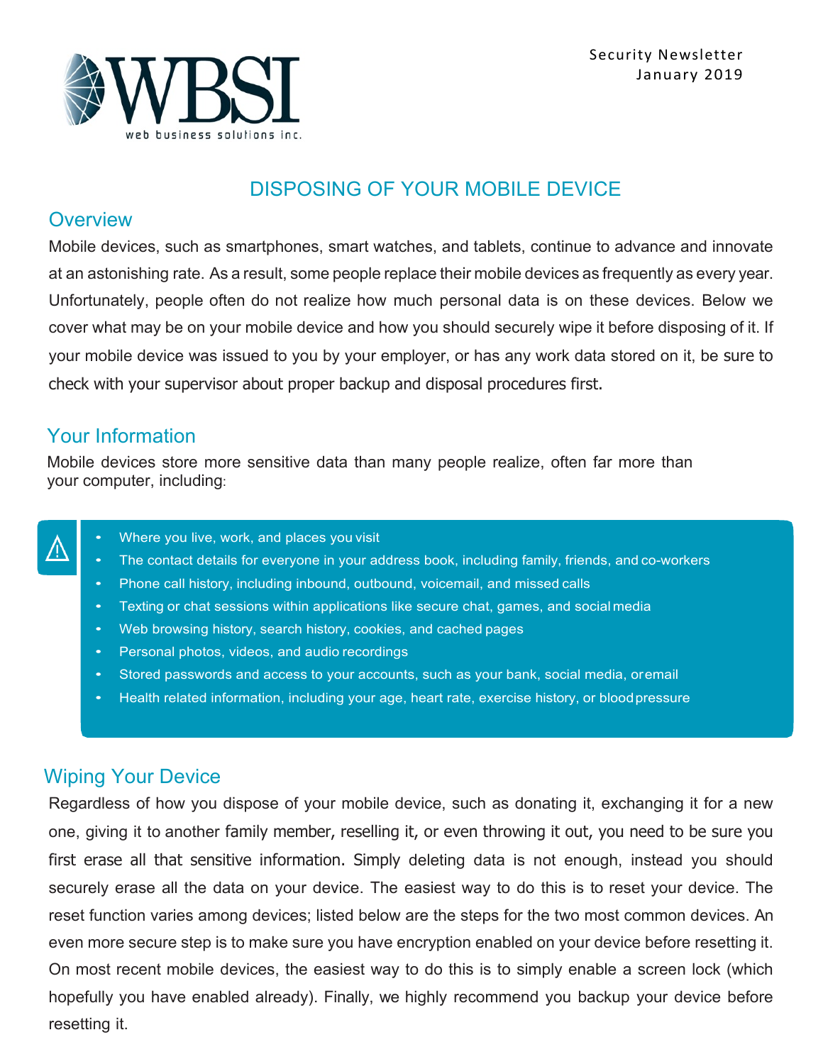Security Newsletter
January 2019

# DISPOSING OF YOUR MOBILE DEVICE

## Overview

Mobile devices, such as smartphones, smart watches, and tablets, continue to advance and innovate at an astonishing rate. As a result, some people replace their mobile devices as frequently as every year. Unfortunately, people often do not realize how much personal data is on these devices. Below we cover what may be on your mobile device and how you should securely wipe it before disposing of it. If your mobile device was issued to you by your employer, or has any work data stored on it, be sure to check with your supervisor about proper backup and disposal procedures first.

## Your Information

Mobile devices store more sensitive data than many people realize, often far more than your computer, including:

- Where you live, work, and places you visit
- The contact details for everyone in your address book, including family, friends, and co-workers
- Phone call history, including inbound, outbound, voicemail, and missed calls
- Texting or chat sessions within applications like secure chat, games, and social media
- Web browsing history, search history, cookies, and cached pages
- Personal photos, videos, and audio recordings
- Stored passwords and access to your accounts, such as your bank, social media, or email
- Health related information, including your age, heart rate, exercise history, or blood pressure

## Wiping Your Device

Regardless of how you dispose of your mobile device, such as donating it, exchanging it for a new one, giving it to another family member, reselling it, or even throwing it out, you need to be sure you first erase all that sensitive information. Simply deleting data is not enough, instead you should securely erase all the data on your device. The easiest way to do this is to reset your device. The reset function varies among devices; listed below are the steps for the two most common devices. An even more secure step is to make sure you have encryption enabled on your device before resetting it. On most recent mobile devices, the easiest way to do this is to simply enable a screen lock (which hopefully you have enabled already). Finally, we highly recommend you backup your device before resetting it.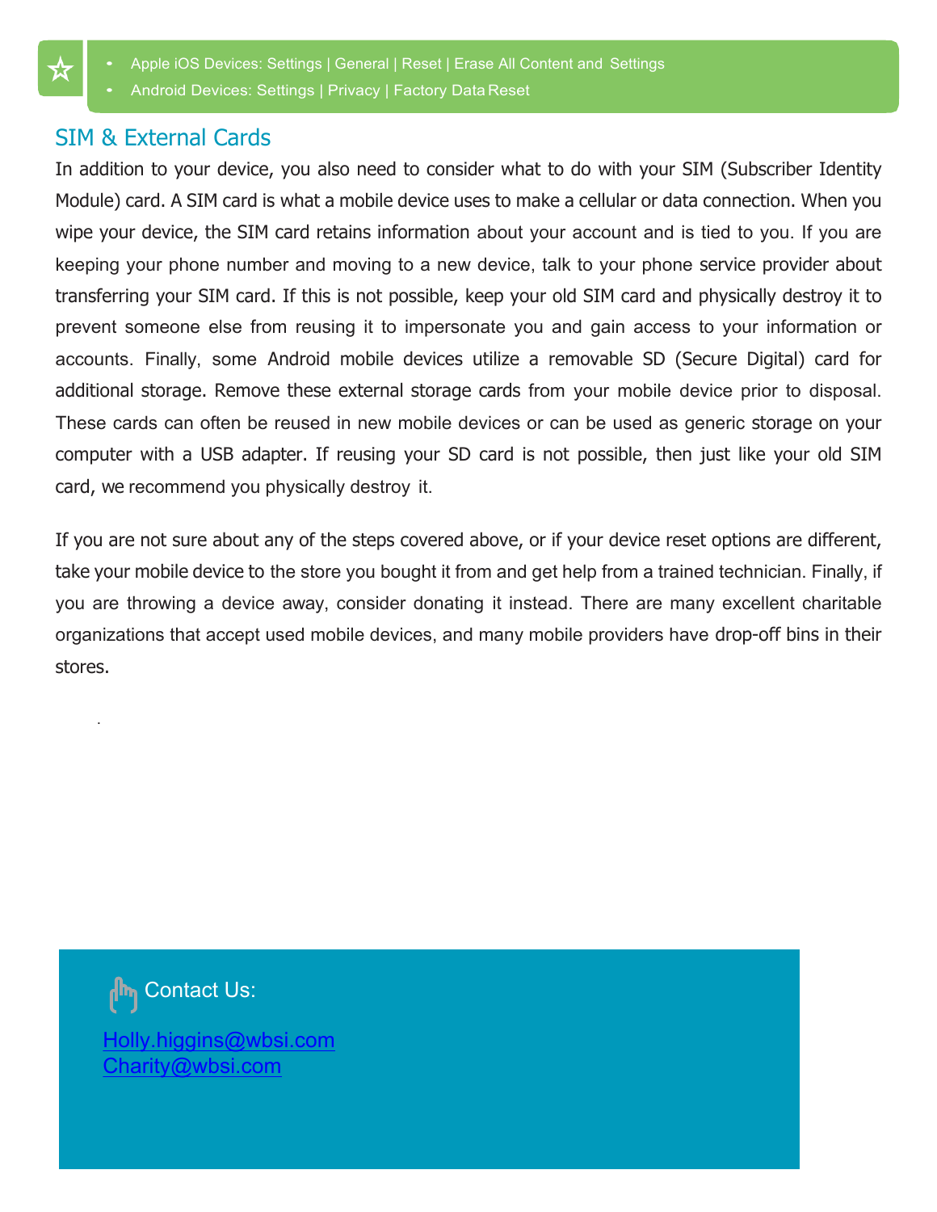- Apple iOS Devices: Settings | General | Reset | Erase All Content and Settings
- Android Devices: Settings | Privacy | Factory Data Reset

## SIM & External Cards

In addition to your device, you also need to consider what to do with your SIM (Subscriber Identity Module) card. A SIM card is what a mobile device uses to make a cellular or data connection. When you wipe your device, the SIM card retains information about your account and is tied to you. If you are keeping your phone number and moving to a new device, talk to your phone service provider about transferring your SIM card. If this is not possible, keep your old SIM card and physically destroy it to prevent someone else from reusing it to impersonate you and gain access to your information or accounts. Finally, some Android mobile devices utilize a removable SD (Secure Digital) card for additional storage. Remove these external storage cards from your mobile device prior to disposal. These cards can often be reused in new mobile devices or can be used as generic storage on your computer with a USB adapter. If reusing your SD card is not possible, then just like your old SIM card, we recommend you physically destroy it.

If you are not sure about any of the steps covered above, or if your device reset options are different, take your mobile device to the store you bought it from and get help from a trained technician. Finally, if you are throwing a device away, consider donating it instead. There are many excellent charitable organizations that accept used mobile devices, and many mobile providers have drop-off bins in their stores.

Contact Us:

Holly.higgins@wbsi.com
Charity@wbsi.com